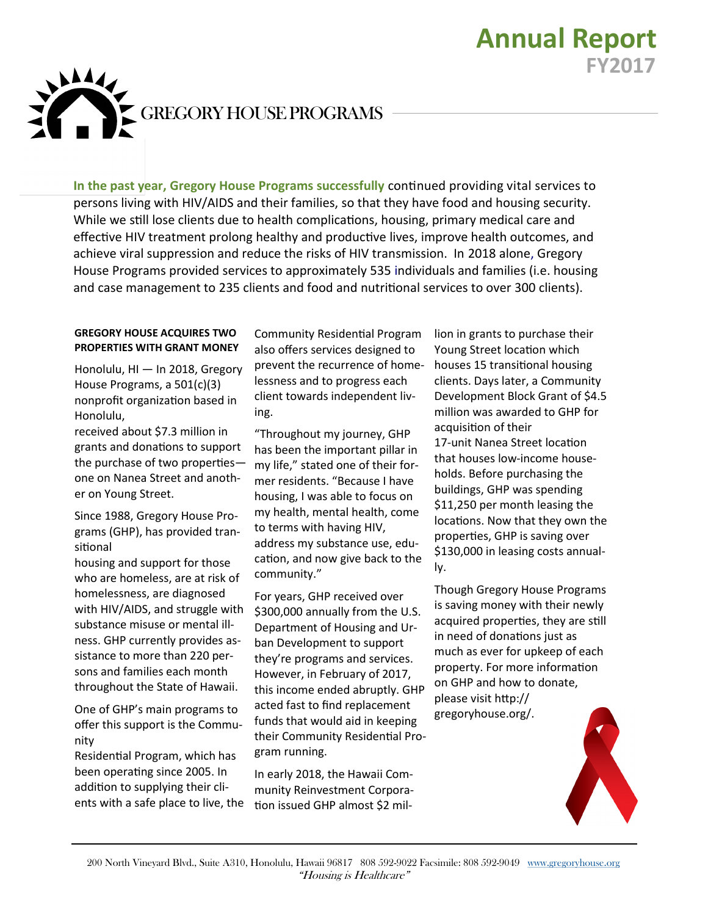# Annual Report
## FY2017

GREGORY HOUSE PROGRAMS

**In the past year, Gregory House Programs successfully** continued providing vital services to persons living with HIV/AIDS and their families, so that they have food and housing security. While we still lose clients due to health complications, housing, primary medical care and effective HIV treatment prolong healthy and productive lives, improve health outcomes, and achieve viral suppression and reduce the risks of HIV transmission. In 2018 alone, Gregory House Programs provided services to approximately 535 individuals and families (i.e. housing and case management to 235 clients and food and nutritional services to over 300 clients).

### GREGORY HOUSE ACQUIRES TWO PROPERTIES WITH GRANT MONEY

Honolulu, HI — In 2018, Gregory House Programs, a 501(c)(3) nonprofit organization based in Honolulu, received about $7.3 million in grants and donations to support the purchase of two properties—one on Nanea Street and another on Young Street.

Since 1988, Gregory House Programs (GHP), has provided transitional housing and support for those who are homeless, are at risk of homelessness, are diagnosed with HIV/AIDS, and struggle with substance misuse or mental illness. GHP currently provides assistance to more than 220 persons and families each month throughout the State of Hawaii.

One of GHP's main programs to offer this support is the Community Residential Program, which has been operating since 2005. In addition to supplying their clients with a safe place to live, the Community Residential Program also offers services designed to prevent the recurrence of homelessness and to progress each client towards independent living.

"Throughout my journey, GHP has been the important pillar in my life," stated one of their former residents. "Because I have housing, I was able to focus on my health, mental health, come to terms with having HIV, address my substance use, education, and now give back to the community."

For years, GHP received over $300,000 annually from the U.S. Department of Housing and Urban Development to support they're programs and services. However, in February of 2017, this income ended abruptly. GHP acted fast to find replacement funds that would aid in keeping their Community Residential Program running.

In early 2018, the Hawaii Community Reinvestment Corporation issued GHP almost $2 million in grants to purchase their Young Street location which houses 15 transitional housing clients. Days later, a Community Development Block Grant of $4.5 million was awarded to GHP for acquisition of their 17-unit Nanea Street location that houses low-income households. Before purchasing the buildings, GHP was spending $11,250 per month leasing the locations. Now that they own the properties, GHP is saving over $130,000 in leasing costs annually.

Though Gregory House Programs is saving money with their newly acquired properties, they are still in need of donations just as much as ever for upkeep of each property. For more information on GHP and how to donate, please visit http://gregoryhouse.org/.

200 North Vineyard Blvd., Suite A310, Honolulu, Hawaii 96817 808 592-9022 Facsimile: 808 592-9049 www.gregoryhouse.org
*"Housing is Healthcare"*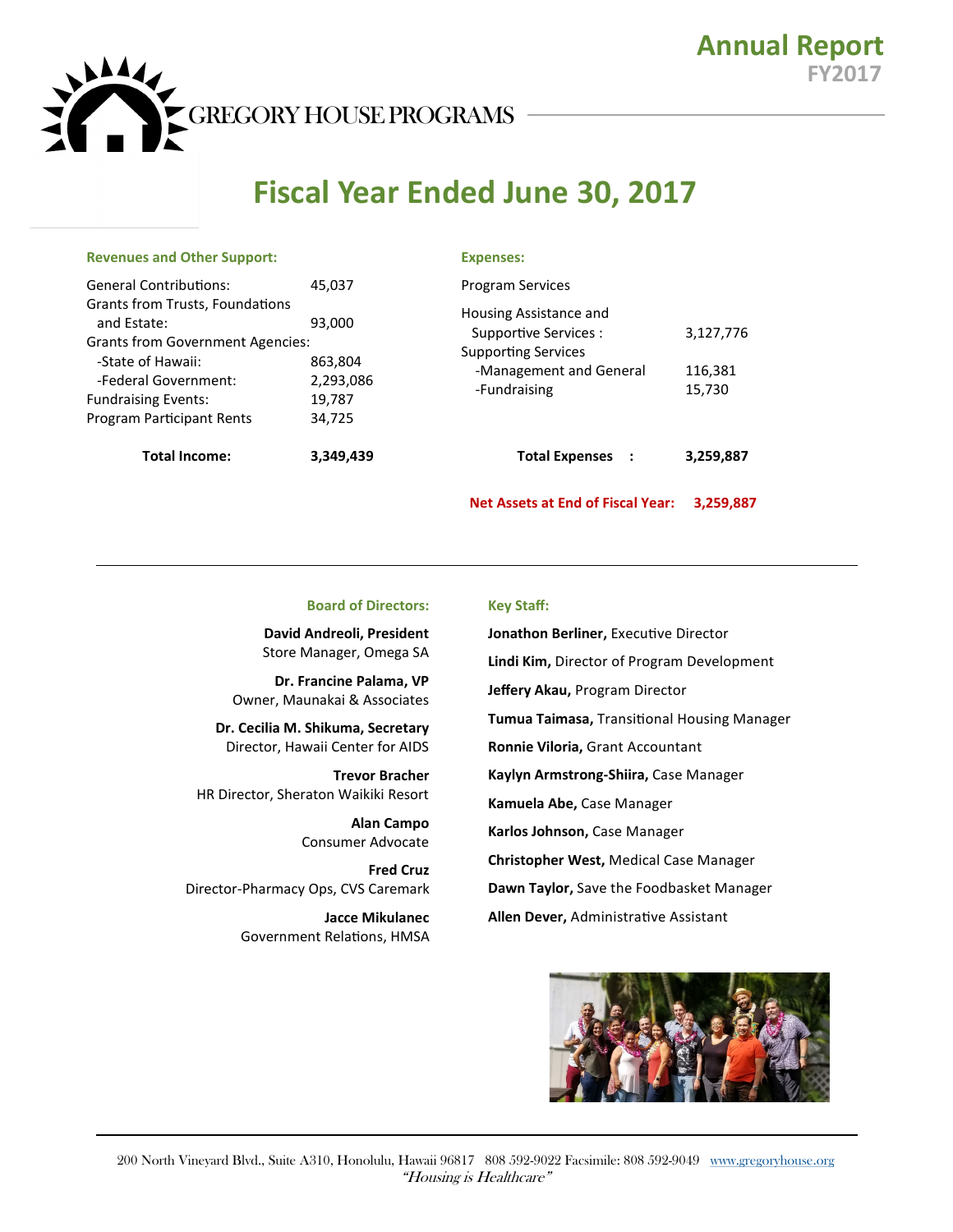# Annual Report
## FY2017

GREGORY HOUSE PROGRAMS

# Fiscal Year Ended June 30, 2017

**Revenues and Other Support:**

| | |
|---|---|
| General Contributions: | 45,037 |
| Grants from Trusts, Foundations and Estate: | 93,000 |
| Grants from Government Agencies: | |
| -State of Hawaii: | 863,804 |
| -Federal Government: | 2,293,086 |
| Fundraising Events: | 19,787 |
| Program Participant Rents | 34,725 |
| **Total Income:** | **3,349,439** |

**Expenses:**

| | |
|---|---|
| Program Services | |
| Housing Assistance and Supportive Services : | 3,127,776 |
| Supporting Services | |
| -Management and General | 116,381 |
| -Fundraising | 15,730 |
| **Total Expenses :** | **3,259,887** |

**Net Assets at End of Fiscal Year: 3,259,887**

**Board of Directors:**

**David Andreoli, President**
Store Manager, Omega SA

**Dr. Francine Palama, VP**
Owner, Maunakai & Associates

**Dr. Cecilia M. Shikuma, Secretary**
Director, Hawaii Center for AIDS

**Trevor Bracher**
HR Director, Sheraton Waikiki Resort

**Alan Campo**
Consumer Advocate

**Fred Cruz**
Director-Pharmacy Ops, CVS Caremark

**Jacce Mikulanec**
Government Relations, HMSA

**Key Staff:**

**Jonathon Berliner,** Executive Director

**Lindi Kim,** Director of Program Development

**Jeffery Akau,** Program Director

**Tumua Taimasa,** Transitional Housing Manager

**Ronnie Viloria,** Grant Accountant

**Kaylyn Armstrong-Shiira,** Case Manager

**Kamuela Abe,** Case Manager

**Karlos Johnson,** Case Manager

**Christopher West,** Medical Case Manager

**Dawn Taylor,** Save the Foodbasket Manager

**Allen Dever,** Administrative Assistant

200 North Vineyard Blvd., Suite A310, Honolulu, Hawaii 96817 808 592-9022 Facsimile: 808 592-9049 www.gregoryhouse.org
*"Housing is Healthcare"*